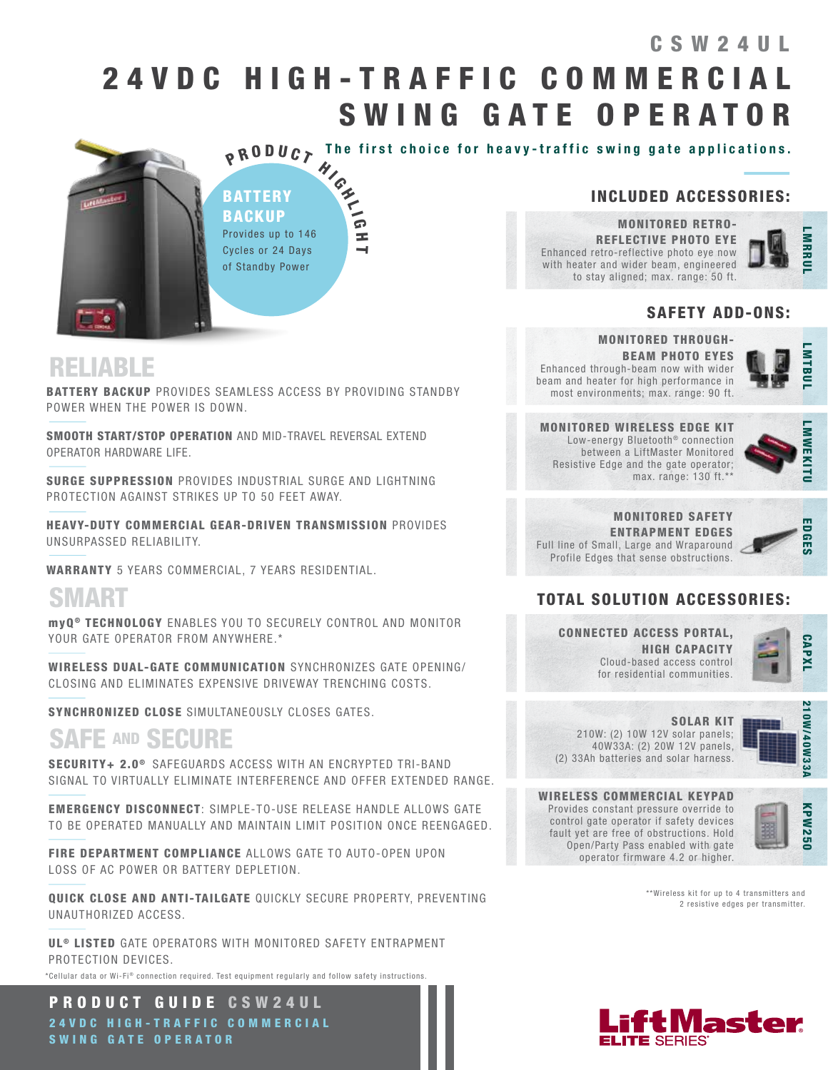# CSW24UL

# 24VDC HIGH-TRAFFIC COMMERCIAL SWING GATE OPERATOR

The first choice for heavy-traffic swing gate applications.

**PRODUCT HIGHLIGHT**

**BATTERY BACKUP**
Provides up to 146 Cycles or 24 Days of Standby Power

## RELIABLE

**BATTERY BACKUP** PROVIDES SEAMLESS ACCESS BY PROVIDING STANDBY POWER WHEN THE POWER IS DOWN.

**SMOOTH START/STOP OPERATION** AND MID-TRAVEL REVERSAL EXTEND OPERATOR HARDWARE LIFE.

**SURGE SUPPRESSION** PROVIDES INDUSTRIAL SURGE AND LIGHTNING PROTECTION AGAINST STRIKES UP TO 50 FEET AWAY.

**HEAVY-DUTY COMMERCIAL GEAR-DRIVEN TRANSMISSION** PROVIDES UNSURPASSED RELIABILITY.

**WARRANTY** 5 YEARS COMMERCIAL, 7 YEARS RESIDENTIAL.

## SMART

**myQ® TECHNOLOGY** ENABLES YOU TO SECURELY CONTROL AND MONITOR YOUR GATE OPERATOR FROM ANYWHERE.*

**WIRELESS DUAL-GATE COMMUNICATION** SYNCHRONIZES GATE OPENING/CLOSING AND ELIMINATES EXPENSIVE DRIVEWAY TRENCHING COSTS.

**SYNCHRONIZED CLOSE** SIMULTANEOUSLY CLOSES GATES.

## SAFE AND SECURE

**SECURITY+ 2.0®** SAFEGUARDS ACCESS WITH AN ENCRYPTED TRI-BAND SIGNAL TO VIRTUALLY ELIMINATE INTERFERENCE AND OFFER EXTENDED RANGE.

**EMERGENCY DISCONNECT**: SIMPLE-TO-USE RELEASE HANDLE ALLOWS GATE TO BE OPERATED MANUALLY AND MAINTAIN LIMIT POSITION ONCE REENGAGED.

**FIRE DEPARTMENT COMPLIANCE** ALLOWS GATE TO AUTO-OPEN UPON LOSS OF AC POWER OR BATTERY DEPLETION.

**QUICK CLOSE AND ANTI-TAILGATE** QUICKLY SECURE PROPERTY, PREVENTING UNAUTHORIZED ACCESS.

**UL® LISTED** GATE OPERATORS WITH MONITORED SAFETY ENTRAPMENT PROTECTION DEVICES.

*Cellular data or Wi-Fi® connection required. Test equipment regularly and follow safety instructions.

## INCLUDED ACCESSORIES:

**LMRRUL — MONITORED RETRO-REFLECTIVE PHOTO EYE**
Enhanced retro-reflective photo eye now with heater and wider beam, engineered to stay aligned; max. range: 50 ft.

## SAFETY ADD-ONS:

**LMTBUL — MONITORED THROUGH-BEAM PHOTO EYES**
Enhanced through-beam now with wider beam and heater for high performance in most environments; max. range: 90 ft.

**LMWEKITU — MONITORED WIRELESS EDGE KIT**
Low-energy Bluetooth® connection between a LiftMaster Monitored Resistive Edge and the gate operator; max. range: 130 ft.**

**EDGES — MONITORED SAFETY ENTRAPMENT EDGES**
Full line of Small, Large and Wraparound Profile Edges that sense obstructions.

## TOTAL SOLUTION ACCESSORIES:

**CAPXL — CONNECTED ACCESS PORTAL, HIGH CAPACITY**
Cloud-based access control for residential communities.

**210W/40W33A — SOLAR KIT**
210W: (2) 10W 12V solar panels;
40W33A: (2) 20W 12V panels,
(2) 33Ah batteries and solar harness.

**KPW250 — WIRELESS COMMERCIAL KEYPAD**
Provides constant pressure override to control gate operator if safety devices fault yet are free of obstructions. Hold Open/Party Pass enabled with gate operator firmware 4.2 or higher.

**Wireless kit for up to 4 transmitters and 2 resistive edges per transmitter.

**PRODUCT GUIDE CSW24UL**
24VDC HIGH-TRAFFIC COMMERCIAL SWING GATE OPERATOR

LiftMaster ELITE SERIES®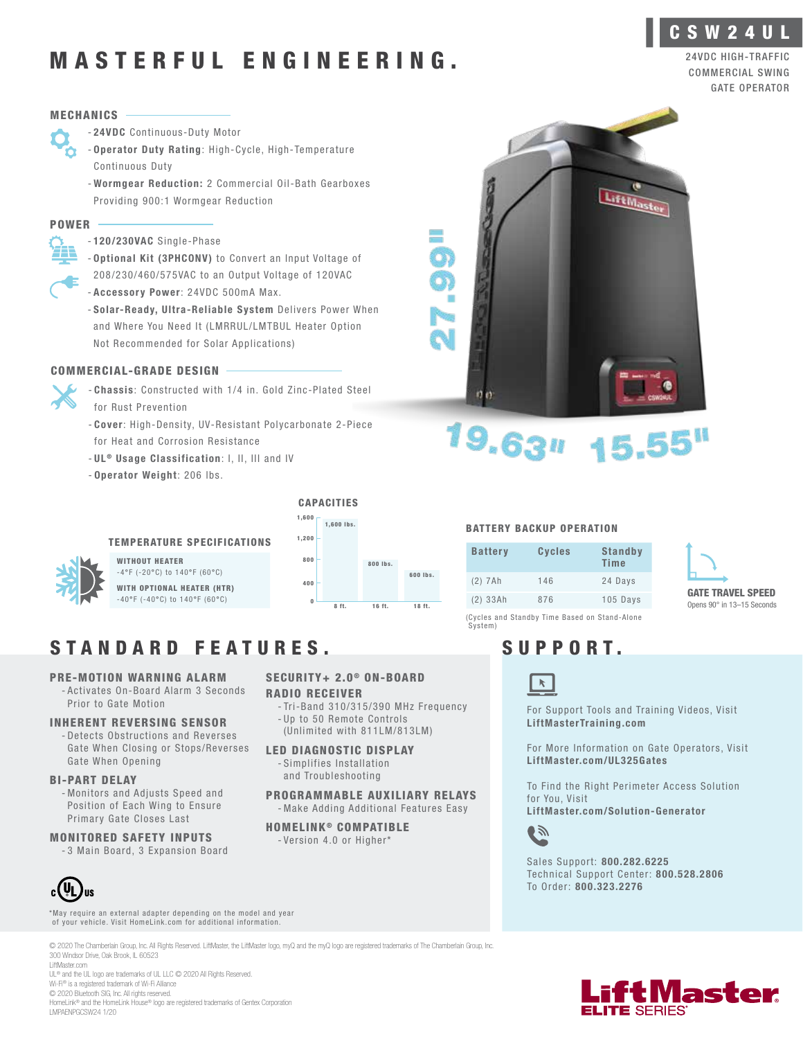# MASTERFUL ENGINEERING.

**CSW24UL**

24VDC HIGH-TRAFFIC COMMERCIAL SWING GATE OPERATOR

### MECHANICS

- **24VDC** Continuous-Duty Motor
- **Operator Duty Rating**: High-Cycle, High-Temperature Continuous Duty
- **Wormgear Reduction:** 2 Commercial Oil-Bath Gearboxes Providing 900:1 Wormgear Reduction

### POWER

- **120/230VAC** Single-Phase
- **Optional Kit (3PHCONV)** to Convert an Input Voltage of 208/230/460/575VAC to an Output Voltage of 120VAC
- **Accessory Power**: 24VDC 500mA Max.
- **Solar-Ready, Ultra-Reliable System** Delivers Power When and Where You Need It (LMRRUL/LMTBUL Heater Option Not Recommended for Solar Applications)

### COMMERCIAL-GRADE DESIGN

- **Chassis**: Constructed with 1/4 in. Gold Zinc-Plated Steel for Rust Prevention
- **Cover**: High-Density, UV-Resistant Polycarbonate 2-Piece for Heat and Corrosion Resistance
- **UL® Usage Classification**: I, II, III and IV
- **Operator Weight**: 206 lbs.

27.99"

19.63" 15.55"

### TEMPERATURE SPECIFICATIONS

**WITHOUT HEATER**
-4°F (-20°C) to 140°F (60°C)

**WITH OPTIONAL HEATER (HTR)**
-40°F (-40°C) to 140°F (60°C)

### CAPACITIES

1,600
1,200
800
400
0

1,600 lbs.
800 lbs.
600 lbs.

8 ft.
16 ft.
18 ft.

### BATTERY BACKUP OPERATION

| Battery | Cycles | Standby Time |
|---|---|---|
| (2) 7Ah | 146 | 24 Days |
| (2) 33Ah | 876 | 105 Days |

(Cycles and Standby Time Based on Stand-Alone System)

**GATE TRAVEL SPEED**
Opens 90° in 13–15 Seconds

# STANDARD FEATURES.

**PRE-MOTION WARNING ALARM**
- Activates On-Board Alarm 3 Seconds Prior to Gate Motion

**INHERENT REVERSING SENSOR**
- Detects Obstructions and Reverses Gate When Closing or Stops/Reverses Gate When Opening

**BI-PART DELAY**
- Monitors and Adjusts Speed and Position of Each Wing to Ensure Primary Gate Closes Last

**MONITORED SAFETY INPUTS**
- 3 Main Board, 3 Expansion Board

**SECURITY+ 2.0® ON-BOARD RADIO RECEIVER**
- Tri-Band 310/315/390 MHz Frequency
- Up to 50 Remote Controls (Unlimited with 811LM/813LM)

**LED DIAGNOSTIC DISPLAY**
- Simplifies Installation and Troubleshooting

**PROGRAMMABLE AUXILIARY RELAYS**
- Make Adding Additional Features Easy

**HOMELINK® COMPATIBLE**
- Version 4.0 or Higher*

*May require an external adapter depending on the model and year of your vehicle. Visit HomeLink.com for additional information.

# SUPPORT.

For Support Tools and Training Videos, Visit **LiftMasterTraining.com**

For More Information on Gate Operators, Visit **LiftMaster.com/UL325Gates**

To Find the Right Perimeter Access Solution for You, Visit **LiftMaster.com/Solution-Generator**

Sales Support: **800.282.6225**
Technical Support Center: **800.528.2806**
To Order: **800.323.2276**

© 2020 The Chamberlain Group, Inc. All Rights Reserved. LiftMaster, the LiftMaster logo, myQ and the myQ logo are registered trademarks of The Chamberlain Group, Inc.
300 Windsor Drive, Oak Brook, IL 60523
LiftMaster.com
UL® and the UL logo are trademarks of UL LLC © 2020 All Rights Reserved.
Wi-Fi® is a registered trademark of Wi-Fi Alliance
© 2020 Bluetooth SIG, Inc. All rights reserved.
HomeLink® and the HomeLink House® logo are registered trademarks of Gentex Corporation
LMPAENPGCSW24 1/20

LiftMaster ELITE SERIES®